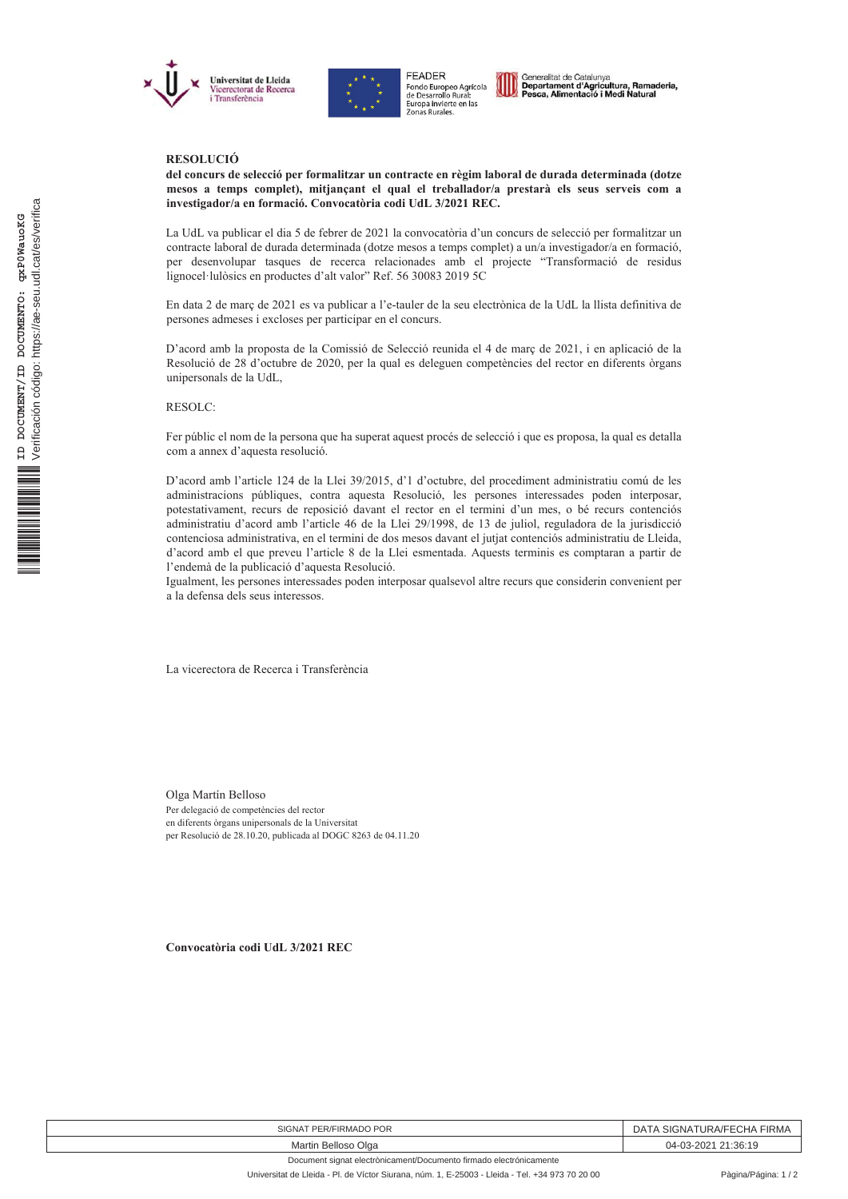# RESOLUCIÓ

**del concurs de selecció per formalitzar un contracte en règim laboral de durada determinada (dotze mesos a temps complet), mitjançant el qual el treballador/a prestarà els seus serveis com a investigador/a en formació. Convocatòria codi UdL 3/2021 REC.**

La UdL va publicar el dia 5 de febrer de 2021 la convocatòria d'un concurs de selecció per formalitzar un contracte laboral de durada determinada (dotze mesos a temps complet) a un/a investigador/a en formació, per desenvolupar tasques de recerca relacionades amb el projecte "Transformació de residus lignocel·lulòsics en productes d'alt valor" Ref. 56 30083 2019 5C

En data 2 de març de 2021 es va publicar a l'e-tauler de la seu electrònica de la UdL la llista definitiva de persones admeses i excloses per participar en el concurs.

D'acord amb la proposta de la Comissió de Selecció reunida el 4 de març de 2021, i en aplicació de la Resolució de 28 d'octubre de 2020, per la qual es deleguen competències del rector en diferents òrgans unipersonals de la UdL,

RESOLC:

Fer públic el nom de la persona que ha superat aquest procés de selecció i que es proposa, la qual es detalla com a annex d'aquesta resolució.

D'acord amb l'article 124 de la Llei 39/2015, d'1 d'octubre, del procediment administratiu comú de les administracions públiques, contra aquesta Resolució, les persones interessades poden interposar, potestativament, recurs de reposició davant el rector en el termini d'un mes, o bé recurs contenciós administratiu d'acord amb l'article 46 de la Llei 29/1998, de 13 de juliol, reguladora de la jurisdicció contenciosa administrativa, en el termini de dos mesos davant el jutjat contenciós administratiu de Lleida, d'acord amb el que preveu l'article 8 de la Llei esmentada. Aquests terminis es comptaran a partir de l'endemà de la publicació d'aquesta Resolució.
Igualment, les persones interessades poden interposar qualsevol altre recurs que considerin convenient per a la defensa dels seus interessos.

La vicerectora de Recerca i Transferència

Olga Martín Belloso
Per delegació de competències del rector
en diferents òrgans unipersonals de la Universitat
per Resolució de 28.10.20, publicada al DOGC 8263 de 04.11.20

**Convocatòria codi UdL 3/2021 REC**

| SIGNAT PER/FIRMADO POR | DATA SIGNATURA/FECHA FIRMA |
|---|---|
| Martin Belloso Olga | 04-03-2021 21:36:19 |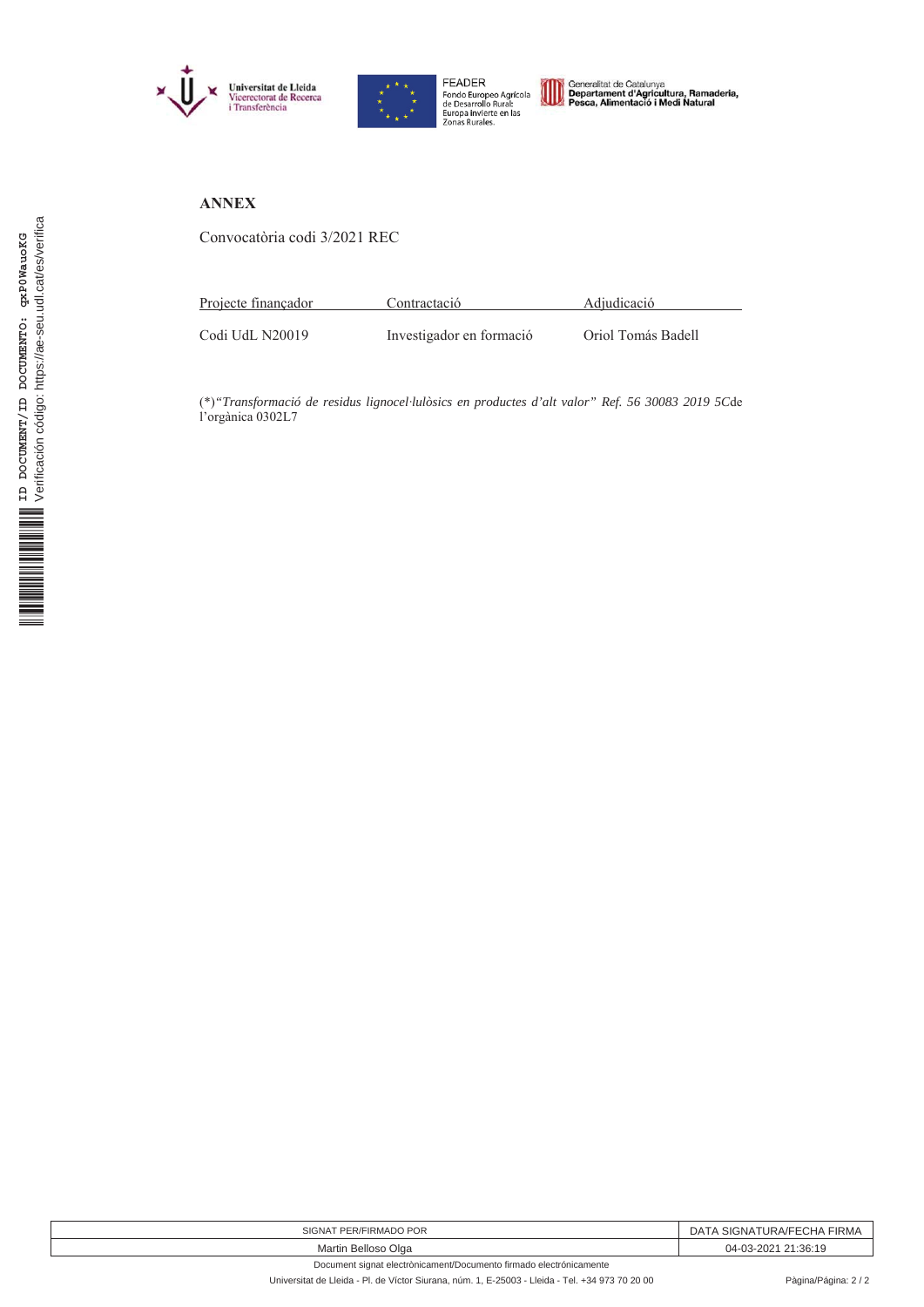## ANNEX

Convocatòria codi 3/2021 REC

| Projecte finançador | Contractació | Adjudicació |
|---|---|---|
| Codi UdL N20019 | Investigador en formació | Oriol Tomás Badell |

(*)*"Transformació de residus lignocel·lulòsics en productes d'alt valor" Ref. 56 30083 2019 5C*de l'orgànica 0302L7

| SIGNAT PER/FIRMADO POR | DATA SIGNATURA/FECHA FIRMA |
|---|---|
| Martin Belloso Olga | 04-03-2021 21:36:19 |

Document signat electrònicament/Documento firmado electrónicamente

ID DOCUMENT/ID DOCUMENTO: gxP0WauoKG

Verificación código: https://ae-seu.udl.cat/es/verifica